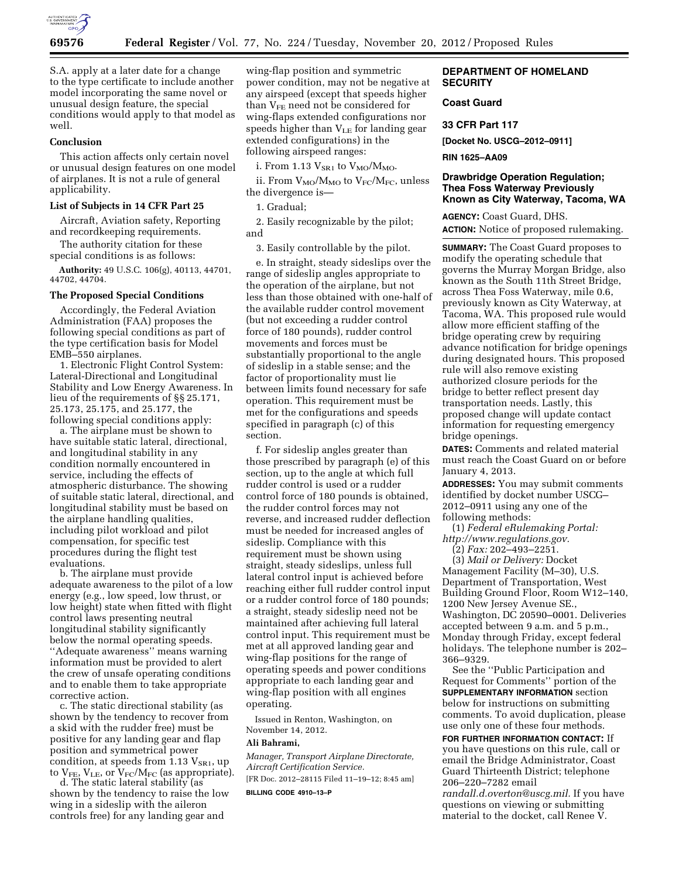S.A. apply at a later date for a change to the type certificate to include another model incorporating the same novel or unusual design feature, the special conditions would apply to that model as well.

### Conclusion

This action affects only certain novel or unusual design features on one model of airplanes. It is not a rule of general applicability.

### List of Subjects in 14 CFR Part 25

Aircraft, Aviation safety, Reporting and recordkeeping requirements.

The authority citation for these special conditions is as follows:

**Authority:** 49 U.S.C. 106(g), 40113, 44701, 44702, 44704.

### The Proposed Special Conditions

Accordingly, the Federal Aviation Administration (FAA) proposes the following special conditions as part of the type certification basis for Model EMB–550 airplanes.

1. Electronic Flight Control System: Lateral-Directional and Longitudinal Stability and Low Energy Awareness. In lieu of the requirements of §§ 25.171, 25.173, 25.175, and 25.177, the following special conditions apply:

a. The airplane must be shown to have suitable static lateral, directional, and longitudinal stability in any condition normally encountered in service, including the effects of atmospheric disturbance. The showing of suitable static lateral, directional, and longitudinal stability must be based on the airplane handling qualities, including pilot workload and pilot compensation, for specific test procedures during the flight test evaluations.

b. The airplane must provide adequate awareness to the pilot of a low energy (e.g., low speed, low thrust, or low height) state when fitted with flight control laws presenting neutral longitudinal stability significantly below the normal operating speeds. ''Adequate awareness'' means warning information must be provided to alert the crew of unsafe operating conditions and to enable them to take appropriate corrective action.

c. The static directional stability (as shown by the tendency to recover from a skid with the rudder free) must be positive for any landing gear and flap position and symmetrical power condition, at speeds from 1.13 $V_{SR1}$, up to $V_{FE}$, $V_{LE}$, or $V_{FC}/M_{FC}$ (as appropriate).

d. The static lateral stability (as shown by the tendency to raise the low wing in a sideslip with the aileron controls free) for any landing gear and wing-flap position and symmetric power condition, may not be negative at any airspeed (except that speeds higher than $V_{FE}$ need not be considered for wing-flaps extended configurations nor speeds higher than $V_{LE}$ for landing gear extended configurations) in the following airspeed ranges:

i. From 1.13 $V_{SR1}$ to $V_{MO}/M_{MO}$.

ii. From $V_{MO}/M_{MO}$ to $V_{FC}/M_{FC}$, unless the divergence is—

1. Gradual;

2. Easily recognizable by the pilot; and

3. Easily controllable by the pilot.

e. In straight, steady sideslips over the range of sideslip angles appropriate to the operation of the airplane, but not less than those obtained with one-half of the available rudder control movement (but not exceeding a rudder control force of 180 pounds), rudder control movements and forces must be substantially proportional to the angle of sideslip in a stable sense; and the factor of proportionality must lie between limits found necessary for safe operation. This requirement must be met for the configurations and speeds specified in paragraph (c) of this section.

f. For sideslip angles greater than those prescribed by paragraph (e) of this section, up to the angle at which full rudder control is used or a rudder control force of 180 pounds is obtained, the rudder control forces may not reverse, and increased rudder deflection must be needed for increased angles of sideslip. Compliance with this requirement must be shown using straight, steady sideslips, unless full lateral control input is achieved before reaching either full rudder control input or a rudder control force of 180 pounds; a straight, steady sideslip need not be maintained after achieving full lateral control input. This requirement must be met at all approved landing gear and wing-flap positions for the range of operating speeds and power conditions appropriate to each landing gear and wing-flap position with all engines operating.

Issued in Renton, Washington, on November 14, 2012.

**Ali Bahrami,**

*Manager, Transport Airplane Directorate, Aircraft Certification Service.*

[FR Doc. 2012–28115 Filed 11–19–12; 8:45 am]

**BILLING CODE 4910–13–P**

## DEPARTMENT OF HOMELAND SECURITY

### Coast Guard

### 33 CFR Part 117

**[Docket No. USCG–2012–0911]**

**RIN 1625–AA09**

### Drawbridge Operation Regulation; Thea Foss Waterway Previously Known as City Waterway, Tacoma, WA

**AGENCY:** Coast Guard, DHS.

**ACTION:** Notice of proposed rulemaking.

**SUMMARY:** The Coast Guard proposes to modify the operating schedule that governs the Murray Morgan Bridge, also known as the South 11th Street Bridge, across Thea Foss Waterway, mile 0.6, previously known as City Waterway, at Tacoma, WA. This proposed rule would allow more efficient staffing of the bridge operating crew by requiring advance notification for bridge openings during designated hours. This proposed rule will also remove existing authorized closure periods for the bridge to better reflect present day transportation needs. Lastly, this proposed change will update contact information for requesting emergency bridge openings.

**DATES:** Comments and related material must reach the Coast Guard on or before January 4, 2013.

**ADDRESSES:** You may submit comments identified by docket number USCG–2012–0911 using any one of the following methods:

(1) *Federal eRulemaking Portal: http://www.regulations.gov.*

(2) *Fax:* 202–493–2251.

(3) *Mail or Delivery:* Docket Management Facility (M–30), U.S. Department of Transportation, West Building Ground Floor, Room W12–140, 1200 New Jersey Avenue SE., Washington, DC 20590–0001. Deliveries accepted between 9 a.m. and 5 p.m., Monday through Friday, except federal holidays. The telephone number is 202–366–9329.

See the ''Public Participation and Request for Comments'' portion of the **SUPPLEMENTARY INFORMATION** section below for instructions on submitting comments. To avoid duplication, please use only one of these four methods.

**FOR FURTHER INFORMATION CONTACT:** If you have questions on this rule, call or email the Bridge Administrator, Coast Guard Thirteenth District; telephone 206–220–7282 email *randall.d.overton@uscg.mil.* If you have questions on viewing or submitting material to the docket, call Renee V.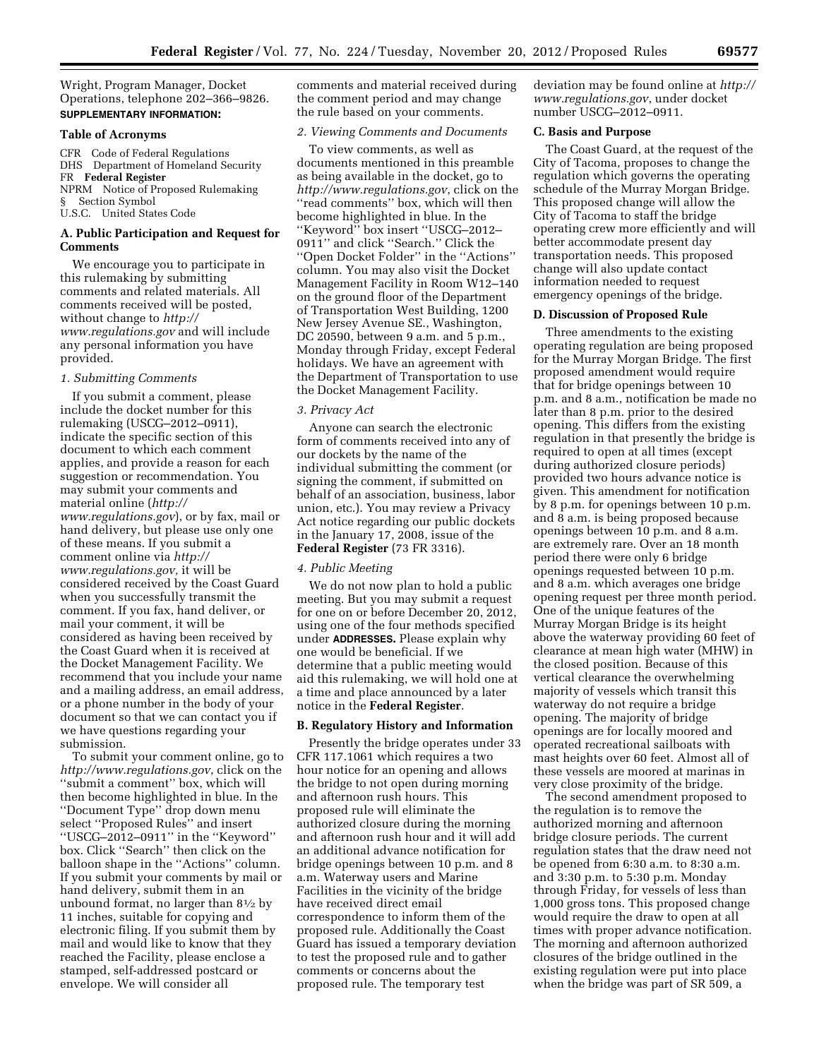Wright, Program Manager, Docket Operations, telephone 202–366–9826.

**SUPPLEMENTARY INFORMATION:**

### Table of Acronyms

CFR Code of Federal Regulations
DHS Department of Homeland Security
FR **Federal Register**
NPRM Notice of Proposed Rulemaking
§ Section Symbol
U.S.C. United States Code

### A. Public Participation and Request for Comments

We encourage you to participate in this rulemaking by submitting comments and related materials. All comments received will be posted, without change to *http://www.regulations.gov* and will include any personal information you have provided.

*1. Submitting Comments*

If you submit a comment, please include the docket number for this rulemaking (USCG–2012–0911), indicate the specific section of this document to which each comment applies, and provide a reason for each suggestion or recommendation. You may submit your comments and material online (*http://www.regulations.gov*), or by fax, mail or hand delivery, but please use only one of these means. If you submit a comment online via *http://www.regulations.gov*, it will be considered received by the Coast Guard when you successfully transmit the comment. If you fax, hand deliver, or mail your comment, it will be considered as having been received by the Coast Guard when it is received at the Docket Management Facility. We recommend that you include your name and a mailing address, an email address, or a phone number in the body of your document so that we can contact you if we have questions regarding your submission.

To submit your comment online, go to *http://www.regulations.gov*, click on the ''submit a comment'' box, which will then become highlighted in blue. In the ''Document Type'' drop down menu select ''Proposed Rules'' and insert ''USCG–2012–0911'' in the ''Keyword'' box. Click ''Search'' then click on the balloon shape in the ''Actions'' column. If you submit your comments by mail or hand delivery, submit them in an unbound format, no larger than 8½ by 11 inches, suitable for copying and electronic filing. If you submit them by mail and would like to know that they reached the Facility, please enclose a stamped, self-addressed postcard or envelope. We will consider all comments and material received during the comment period and may change the rule based on your comments.

*2. Viewing Comments and Documents*

To view comments, as well as documents mentioned in this preamble as being available in the docket, go to *http://www.regulations.gov*, click on the ''read comments'' box, which will then become highlighted in blue. In the ''Keyword'' box insert ''USCG–2012–0911'' and click ''Search.'' Click the ''Open Docket Folder'' in the ''Actions'' column. You may also visit the Docket Management Facility in Room W12–140 on the ground floor of the Department of Transportation West Building, 1200 New Jersey Avenue SE., Washington, DC 20590, between 9 a.m. and 5 p.m., Monday through Friday, except Federal holidays. We have an agreement with the Department of Transportation to use the Docket Management Facility.

*3. Privacy Act*

Anyone can search the electronic form of comments received into any of our dockets by the name of the individual submitting the comment (or signing the comment, if submitted on behalf of an association, business, labor union, etc.). You may review a Privacy Act notice regarding our public dockets in the January 17, 2008, issue of the **Federal Register** (73 FR 3316).

*4. Public Meeting*

We do not now plan to hold a public meeting. But you may submit a request for one on or before December 20, 2012, using one of the four methods specified under **ADDRESSES.** Please explain why one would be beneficial. If we determine that a public meeting would aid this rulemaking, we will hold one at a time and place announced by a later notice in the **Federal Register**.

### B. Regulatory History and Information

Presently the bridge operates under 33 CFR 117.1061 which requires a two hour notice for an opening and allows the bridge to not open during morning and afternoon rush hours. This proposed rule will eliminate the authorized closure during the morning and afternoon rush hour and it will add an additional advance notification for bridge openings between 10 p.m. and 8 a.m. Waterway users and Marine Facilities in the vicinity of the bridge have received direct email correspondence to inform them of the proposed rule. Additionally the Coast Guard has issued a temporary deviation to test the proposed rule and to gather comments or concerns about the proposed rule. The temporary test deviation may be found online at *http://www.regulations.gov*, under docket number USCG–2012–0911.

### C. Basis and Purpose

The Coast Guard, at the request of the City of Tacoma, proposes to change the regulation which governs the operating schedule of the Murray Morgan Bridge. This proposed change will allow the City of Tacoma to staff the bridge operating crew more efficiently and will better accommodate present day transportation needs. This proposed change will also update contact information needed to request emergency openings of the bridge.

### D. Discussion of Proposed Rule

Three amendments to the existing operating regulation are being proposed for the Murray Morgan Bridge. The first proposed amendment would require that for bridge openings between 10 p.m. and 8 a.m., notification be made no later than 8 p.m. prior to the desired opening. This differs from the existing regulation in that presently the bridge is required to open at all times (except during authorized closure periods) provided two hours advance notice is given. This amendment for notification by 8 p.m. for openings between 10 p.m. and 8 a.m. is being proposed because openings between 10 p.m. and 8 a.m. are extremely rare. Over an 18 month period there were only 6 bridge openings requested between 10 p.m. and 8 a.m. which averages one bridge opening request per three month period. One of the unique features of the Murray Morgan Bridge is its height above the waterway providing 60 feet of clearance at mean high water (MHW) in the closed position. Because of this vertical clearance the overwhelming majority of vessels which transit this waterway do not require a bridge opening. The majority of bridge openings are for locally moored and operated recreational sailboats with mast heights over 60 feet. Almost all of these vessels are moored at marinas in very close proximity of the bridge.

The second amendment proposed to the regulation is to remove the authorized morning and afternoon bridge closure periods. The current regulation states that the draw need not be opened from 6:30 a.m. to 8:30 a.m. and 3:30 p.m. to 5:30 p.m. Monday through Friday, for vessels of less than 1,000 gross tons. This proposed change would require the draw to open at all times with proper advance notification. The morning and afternoon authorized closures of the bridge outlined in the existing regulation were put into place when the bridge was part of SR 509, a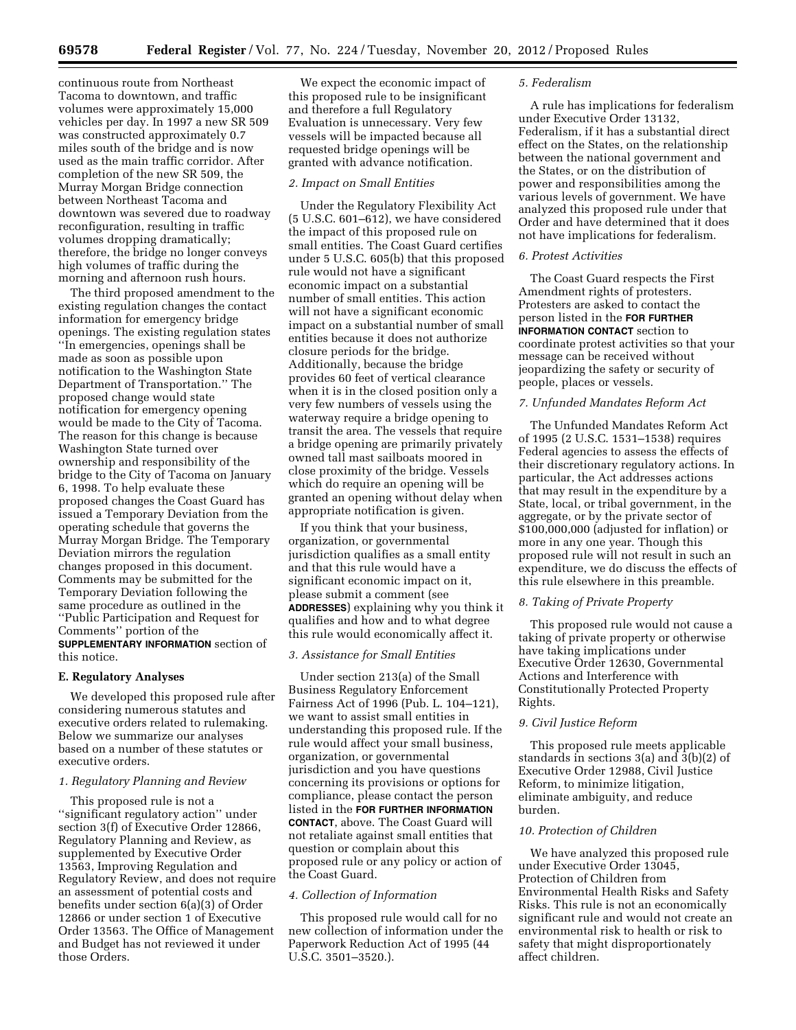continuous route from Northeast Tacoma to downtown, and traffic volumes were approximately 15,000 vehicles per day. In 1997 a new SR 509 was constructed approximately 0.7 miles south of the bridge and is now used as the main traffic corridor. After completion of the new SR 509, the Murray Morgan Bridge connection between Northeast Tacoma and downtown was severed due to roadway reconfiguration, resulting in traffic volumes dropping dramatically; therefore, the bridge no longer conveys high volumes of traffic during the morning and afternoon rush hours.

The third proposed amendment to the existing regulation changes the contact information for emergency bridge openings. The existing regulation states ''In emergencies, openings shall be made as soon as possible upon notification to the Washington State Department of Transportation.'' The proposed change would state notification for emergency opening would be made to the City of Tacoma. The reason for this change is because Washington State turned over ownership and responsibility of the bridge to the City of Tacoma on January 6, 1998. To help evaluate these proposed changes the Coast Guard has issued a Temporary Deviation from the operating schedule that governs the Murray Morgan Bridge. The Temporary Deviation mirrors the regulation changes proposed in this document. Comments may be submitted for the Temporary Deviation following the same procedure as outlined in the ''Public Participation and Request for Comments'' portion of the **SUPPLEMENTARY INFORMATION** section of this notice.

### E. Regulatory Analyses

We developed this proposed rule after considering numerous statutes and executive orders related to rulemaking. Below we summarize our analyses based on a number of these statutes or executive orders.

#### *1. Regulatory Planning and Review*

This proposed rule is not a ''significant regulatory action'' under section 3(f) of Executive Order 12866, Regulatory Planning and Review, as supplemented by Executive Order 13563, Improving Regulation and Regulatory Review, and does not require an assessment of potential costs and benefits under section 6(a)(3) of Order 12866 or under section 1 of Executive Order 13563. The Office of Management and Budget has not reviewed it under those Orders.

We expect the economic impact of this proposed rule to be insignificant and therefore a full Regulatory Evaluation is unnecessary. Very few vessels will be impacted because all requested bridge openings will be granted with advance notification.

#### *2. Impact on Small Entities*

Under the Regulatory Flexibility Act (5 U.S.C. 601–612), we have considered the impact of this proposed rule on small entities. The Coast Guard certifies under 5 U.S.C. 605(b) that this proposed rule would not have a significant economic impact on a substantial number of small entities. This action will not have a significant economic impact on a substantial number of small entities because it does not authorize closure periods for the bridge. Additionally, because the bridge provides 60 feet of vertical clearance when it is in the closed position only a very few numbers of vessels using the waterway require a bridge opening to transit the area. The vessels that require a bridge opening are primarily privately owned tall mast sailboats moored in close proximity of the bridge. Vessels which do require an opening will be granted an opening without delay when appropriate notification is given.

If you think that your business, organization, or governmental jurisdiction qualifies as a small entity and that this rule would have a significant economic impact on it, please submit a comment (see **ADDRESSES**) explaining why you think it qualifies and how and to what degree this rule would economically affect it.

#### *3. Assistance for Small Entities*

Under section 213(a) of the Small Business Regulatory Enforcement Fairness Act of 1996 (Pub. L. 104–121), we want to assist small entities in understanding this proposed rule. If the rule would affect your small business, organization, or governmental jurisdiction and you have questions concerning its provisions or options for compliance, please contact the person listed in the **FOR FURTHER INFORMATION CONTACT**, above. The Coast Guard will not retaliate against small entities that question or complain about this proposed rule or any policy or action of the Coast Guard.

#### *4. Collection of Information*

This proposed rule would call for no new collection of information under the Paperwork Reduction Act of 1995 (44 U.S.C. 3501–3520.).

#### *5. Federalism*

A rule has implications for federalism under Executive Order 13132, Federalism, if it has a substantial direct effect on the States, on the relationship between the national government and the States, or on the distribution of power and responsibilities among the various levels of government. We have analyzed this proposed rule under that Order and have determined that it does not have implications for federalism.

#### *6. Protest Activities*

The Coast Guard respects the First Amendment rights of protesters. Protesters are asked to contact the person listed in the **FOR FURTHER INFORMATION CONTACT** section to coordinate protest activities so that your message can be received without jeopardizing the safety or security of people, places or vessels.

#### *7. Unfunded Mandates Reform Act*

The Unfunded Mandates Reform Act of 1995 (2 U.S.C. 1531–1538) requires Federal agencies to assess the effects of their discretionary regulatory actions. In particular, the Act addresses actions that may result in the expenditure by a State, local, or tribal government, in the aggregate, or by the private sector of $100,000,000 (adjusted for inflation) or more in any one year. Though this proposed rule will not result in such an expenditure, we do discuss the effects of this rule elsewhere in this preamble.

#### *8. Taking of Private Property*

This proposed rule would not cause a taking of private property or otherwise have taking implications under Executive Order 12630, Governmental Actions and Interference with Constitutionally Protected Property Rights.

#### *9. Civil Justice Reform*

This proposed rule meets applicable standards in sections 3(a) and 3(b)(2) of Executive Order 12988, Civil Justice Reform, to minimize litigation, eliminate ambiguity, and reduce burden.

#### *10. Protection of Children*

We have analyzed this proposed rule under Executive Order 13045, Protection of Children from Environmental Health Risks and Safety Risks. This rule is not an economically significant rule and would not create an environmental risk to health or risk to safety that might disproportionately affect children.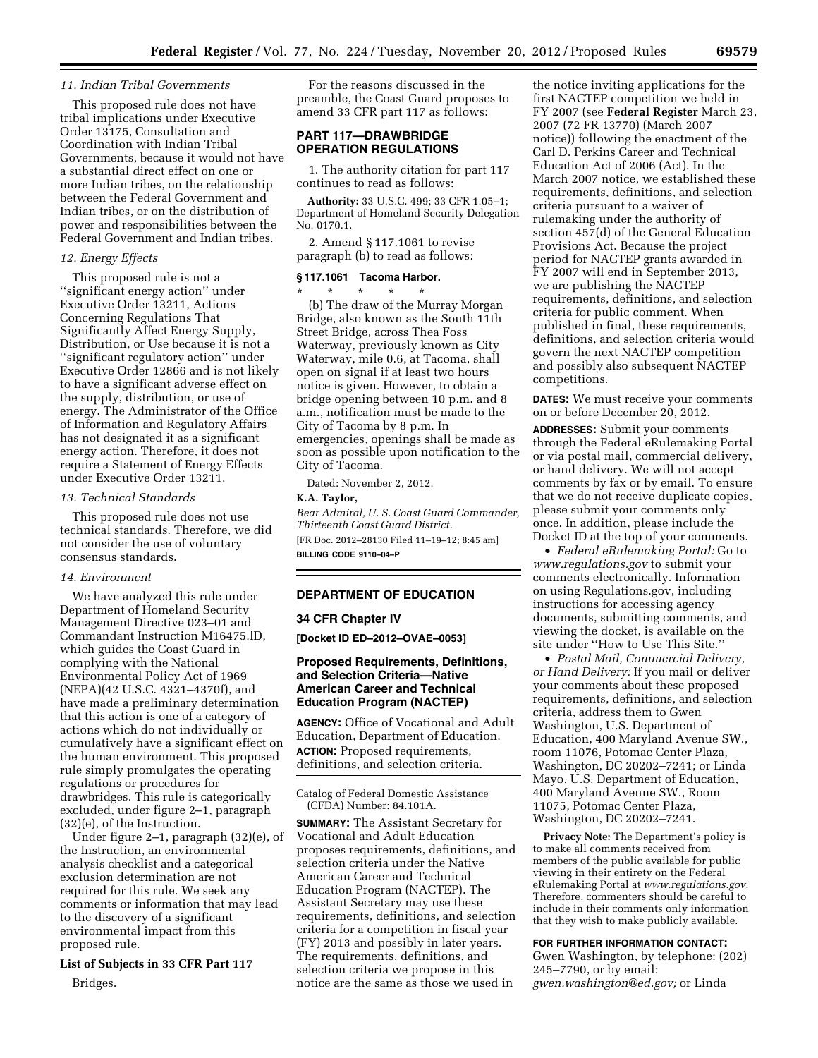### 11. Indian Tribal Governments

This proposed rule does not have tribal implications under Executive Order 13175, Consultation and Coordination with Indian Tribal Governments, because it would not have a substantial direct effect on one or more Indian tribes, on the relationship between the Federal Government and Indian tribes, or on the distribution of power and responsibilities between the Federal Government and Indian tribes.

### 12. Energy Effects

This proposed rule is not a ''significant energy action'' under Executive Order 13211, Actions Concerning Regulations That Significantly Affect Energy Supply, Distribution, or Use because it is not a ''significant regulatory action'' under Executive Order 12866 and is not likely to have a significant adverse effect on the supply, distribution, or use of energy. The Administrator of the Office of Information and Regulatory Affairs has not designated it as a significant energy action. Therefore, it does not require a Statement of Energy Effects under Executive Order 13211.

### 13. Technical Standards

This proposed rule does not use technical standards. Therefore, we did not consider the use of voluntary consensus standards.

### 14. Environment

We have analyzed this rule under Department of Homeland Security Management Directive 023–01 and Commandant Instruction M16475.lD, which guides the Coast Guard in complying with the National Environmental Policy Act of 1969 (NEPA)(42 U.S.C. 4321–4370f), and have made a preliminary determination that this action is one of a category of actions which do not individually or cumulatively have a significant effect on the human environment. This proposed rule simply promulgates the operating regulations or procedures for drawbridges. This rule is categorically excluded, under figure 2–1, paragraph (32)(e), of the Instruction.

Under figure 2–1, paragraph (32)(e), of the Instruction, an environmental analysis checklist and a categorical exclusion determination are not required for this rule. We seek any comments or information that may lead to the discovery of a significant environmental impact from this proposed rule.

**List of Subjects in 33 CFR Part 117**

Bridges.

For the reasons discussed in the preamble, the Coast Guard proposes to amend 33 CFR part 117 as follows:

## PART 117—DRAWBRIDGE OPERATION REGULATIONS

1. The authority citation for part 117 continues to read as follows:

**Authority:** 33 U.S.C. 499; 33 CFR 1.05–1; Department of Homeland Security Delegation No. 0170.1.

2. Amend § 117.1061 to revise paragraph (b) to read as follows:

**§ 117.1061 Tacoma Harbor.**

\* \* \* \* \*

(b) The draw of the Murray Morgan Bridge, also known as the South 11th Street Bridge, across Thea Foss Waterway, previously known as City Waterway, mile 0.6, at Tacoma, shall open on signal if at least two hours notice is given. However, to obtain a bridge opening between 10 p.m. and 8 a.m., notification must be made to the City of Tacoma by 8 p.m. In emergencies, openings shall be made as soon as possible upon notification to the City of Tacoma.

Dated: November 2, 2012.

**K.A. Taylor,**

*Rear Admiral, U. S. Coast Guard Commander, Thirteenth Coast Guard District.*

[FR Doc. 2012–28130 Filed 11–19–12; 8:45 am]

**BILLING CODE 9110–04–P**

## DEPARTMENT OF EDUCATION

### 34 CFR Chapter IV

**[Docket ID ED–2012–OVAE–0053]**

### Proposed Requirements, Definitions, and Selection Criteria—Native American Career and Technical Education Program (NACTEP)

**AGENCY:** Office of Vocational and Adult Education, Department of Education.

**ACTION:** Proposed requirements, definitions, and selection criteria.

Catalog of Federal Domestic Assistance (CFDA) Number: 84.101A.

**SUMMARY:** The Assistant Secretary for Vocational and Adult Education proposes requirements, definitions, and selection criteria under the Native American Career and Technical Education Program (NACTEP). The Assistant Secretary may use these requirements, definitions, and selection criteria for a competition in fiscal year (FY) 2013 and possibly in later years. The requirements, definitions, and selection criteria we propose in this notice are the same as those we used in the notice inviting applications for the first NACTEP competition we held in FY 2007 (see **Federal Register** March 23, 2007 (72 FR 13770) (March 2007 notice)) following the enactment of the Carl D. Perkins Career and Technical Education Act of 2006 (Act). In the March 2007 notice, we established these requirements, definitions, and selection criteria pursuant to a waiver of rulemaking under the authority of section 457(d) of the General Education Provisions Act. Because the project period for NACTEP grants awarded in FY 2007 will end in September 2013, we are publishing the NACTEP requirements, definitions, and selection criteria for public comment. When published in final, these requirements, definitions, and selection criteria would govern the next NACTEP competition and possibly also subsequent NACTEP competitions.

**DATES:** We must receive your comments on or before December 20, 2012.

**ADDRESSES:** Submit your comments through the Federal eRulemaking Portal or via postal mail, commercial delivery, or hand delivery. We will not accept comments by fax or by email. To ensure that we do not receive duplicate copies, please submit your comments only once. In addition, please include the Docket ID at the top of your comments.

- *Federal eRulemaking Portal:* Go to *www.regulations.gov* to submit your comments electronically. Information on using Regulations.gov, including instructions for accessing agency documents, submitting comments, and viewing the docket, is available on the site under ''How to Use This Site.''
- *Postal Mail, Commercial Delivery, or Hand Delivery:* If you mail or deliver your comments about these proposed requirements, definitions, and selection criteria, address them to Gwen Washington, U.S. Department of Education, 400 Maryland Avenue SW., room 11076, Potomac Center Plaza, Washington, DC 20202–7241; or Linda Mayo, U.S. Department of Education, 400 Maryland Avenue SW., Room 11075, Potomac Center Plaza, Washington, DC 20202–7241.

**Privacy Note:** The Department's policy is to make all comments received from members of the public available for public viewing in their entirety on the Federal eRulemaking Portal at *www.regulations.gov.* Therefore, commenters should be careful to include in their comments only information that they wish to make publicly available.

**FOR FURTHER INFORMATION CONTACT:** Gwen Washington, by telephone: (202) 245–7790, or by email: *gwen.washington@ed.gov;* or Linda